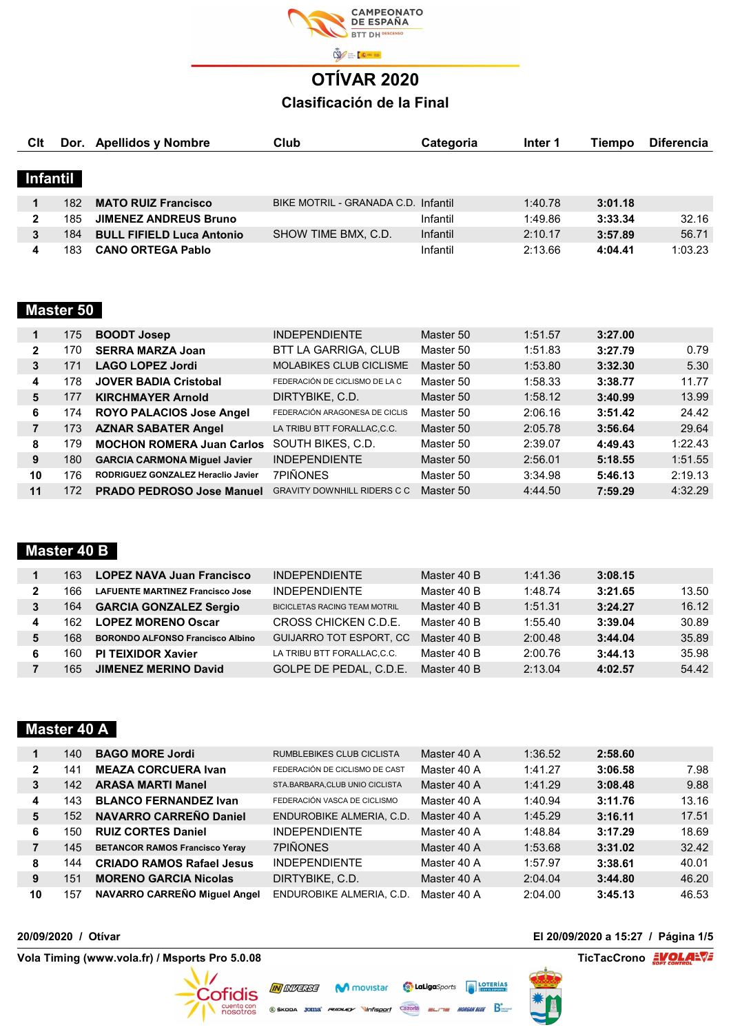CAMPEONATO DE ESPAÑA BTT DH DESCENSO

# OTÍVAR 2020

## Clasificación de la Final

### Infantil

| Clt | Dor. | Apellidos y Nombre | Club | Categoria | Inter 1 | Tiempo | Diferencia |
|---|---|---|---|---|---|---|---|
| 1 | 182 | **MATO RUIZ Francisco** | BIKE MOTRIL - GRANADA C.D. | Infantil | 1:40.78 | **3:01.18** | |
| 2 | 185 | **JIMENEZ ANDREUS Bruno** | | Infantil | 1:49.86 | **3:33.34** | 32.16 |
| 3 | 184 | **BULL FIFIELD Luca Antonio** | SHOW TIME BMX, C.D. | Infantil | 2:10.17 | **3:57.89** | 56.71 |
| 4 | 183 | **CANO ORTEGA Pablo** | | Infantil | 2:13.66 | **4:04.41** | 1:03.23 |

### Master 50

| Clt | Dor. | Apellidos y Nombre | Club | Categoria | Inter 1 | Tiempo | Diferencia |
|---|---|---|---|---|---|---|---|
| 1 | 175 | **BOODT Josep** | INDEPENDIENTE | Master 50 | 1:51.57 | **3:27.00** | |
| 2 | 170 | **SERRA MARZA Joan** | BTT LA GARRIGA, CLUB | Master 50 | 1:51.83 | **3:27.79** | 0.79 |
| 3 | 171 | **LAGO LOPEZ Jordi** | MOLABIKES CLUB CICLISME | Master 50 | 1:53.80 | **3:32.30** | 5.30 |
| 4 | 178 | **JOVER BADIA Cristobal** | FEDERACIÓN DE CICLISMO DE LA C | Master 50 | 1:58.33 | **3:38.77** | 11.77 |
| 5 | 177 | **KIRCHMAYER Arnold** | DIRTYBIKE, C.D. | Master 50 | 1:58.12 | **3:40.99** | 13.99 |
| 6 | 174 | **ROYO PALACIOS Jose Angel** | FEDERACIÓN ARAGONESA DE CICLIS | Master 50 | 2:06.16 | **3:51.42** | 24.42 |
| 7 | 173 | **AZNAR SABATER Angel** | LA TRIBU BTT FORALLAC,C.C. | Master 50 | 2:05.78 | **3:56.64** | 29.64 |
| 8 | 179 | **MOCHON ROMERA Juan Carlos** | SOUTH BIKES, C.D. | Master 50 | 2:39.07 | **4:49.43** | 1:22.43 |
| 9 | 180 | **GARCIA CARMONA Miguel Javier** | INDEPENDIENTE | Master 50 | 2:56.01 | **5:18.55** | 1:51.55 |
| 10 | 176 | **RODRIGUEZ GONZALEZ Heraclio Javier** | 7PIÑONES | Master 50 | 3:34.98 | **5:46.13** | 2:19.13 |
| 11 | 172 | **PRADO PEDROSO Jose Manuel** | GRAVITY DOWNHILL RIDERS C C | Master 50 | 4:44.50 | **7:59.29** | 4:32.29 |

### Master 40 B

| Clt | Dor. | Apellidos y Nombre | Club | Categoria | Inter 1 | Tiempo | Diferencia |
|---|---|---|---|---|---|---|---|
| 1 | 163 | **LOPEZ NAVA Juan Francisco** | INDEPENDIENTE | Master 40 B | 1:41.36 | **3:08.15** | |
| 2 | 166 | **LAFUENTE MARTINEZ Francisco Jose** | INDEPENDIENTE | Master 40 B | 1:48.74 | **3:21.65** | 13.50 |
| 3 | 164 | **GARCIA GONZALEZ Sergio** | BICICLETAS RACING TEAM MOTRIL | Master 40 B | 1:51.31 | **3:24.27** | 16.12 |
| 4 | 162 | **LOPEZ MORENO Oscar** | CROSS CHICKEN C.D.E. | Master 40 B | 1:55.40 | **3:39.04** | 30.89 |
| 5 | 168 | **BORONDO ALFONSO Francisco Albino** | GUIJARRO TOT ESPORT, CC | Master 40 B | 2:00.48 | **3:44.04** | 35.89 |
| 6 | 160 | **PI TEIXIDOR Xavier** | LA TRIBU BTT FORALLAC,C.C. | Master 40 B | 2:00.76 | **3:44.13** | 35.98 |
| 7 | 165 | **JIMENEZ MERINO David** | GOLPE DE PEDAL, C.D.E. | Master 40 B | 2:13.04 | **4:02.57** | 54.42 |

### Master 40 A

| Clt | Dor. | Apellidos y Nombre | Club | Categoria | Inter 1 | Tiempo | Diferencia |
|---|---|---|---|---|---|---|---|
| 1 | 140 | **BAGO MORE Jordi** | RUMBLEBIKES CLUB CICLISTA | Master 40 A | 1:36.52 | **2:58.60** | |
| 2 | 141 | **MEAZA CORCUERA Ivan** | FEDERACIÓN DE CICLISMO DE CAST | Master 40 A | 1:41.27 | **3:06.58** | 7.98 |
| 3 | 142 | **ARASA MARTI Manel** | STA.BARBARA,CLUB UNIO CICLISTA | Master 40 A | 1:41.29 | **3:08.48** | 9.88 |
| 4 | 143 | **BLANCO FERNANDEZ Ivan** | FEDERACIÓN VASCA DE CICLISMO | Master 40 A | 1:40.94 | **3:11.76** | 13.16 |
| 5 | 152 | **NAVARRO CARREÑO Daniel** | ENDUROBIKE ALMERIA, C.D. | Master 40 A | 1:45.29 | **3:16.11** | 17.51 |
| 6 | 150 | **RUIZ CORTES Daniel** | INDEPENDIENTE | Master 40 A | 1:48.84 | **3:17.29** | 18.69 |
| 7 | 145 | **BETANCOR RAMOS Francisco Yeray** | 7PIÑONES | Master 40 A | 1:53.68 | **3:31.02** | 32.42 |
| 8 | 144 | **CRIADO RAMOS Rafael Jesus** | INDEPENDIENTE | Master 40 A | 1:57.97 | **3:38.61** | 40.01 |
| 9 | 151 | **MORENO GARCIA Nicolas** | DIRTYBIKE, C.D. | Master 40 A | 2:04.04 | **3:44.80** | 46.20 |
| 10 | 157 | **NAVARRO CARREÑO Miguel Angel** | ENDUROBIKE ALMERIA, C.D. | Master 40 A | 2:04.00 | **3:45.13** | 46.53 |

**20/09/2020 / Otívar** — **El 20/09/2020 a 15:27**

**Vola Timing (www.vola.fr) / Msports Pro 5.0.08** — **TicTacCrono**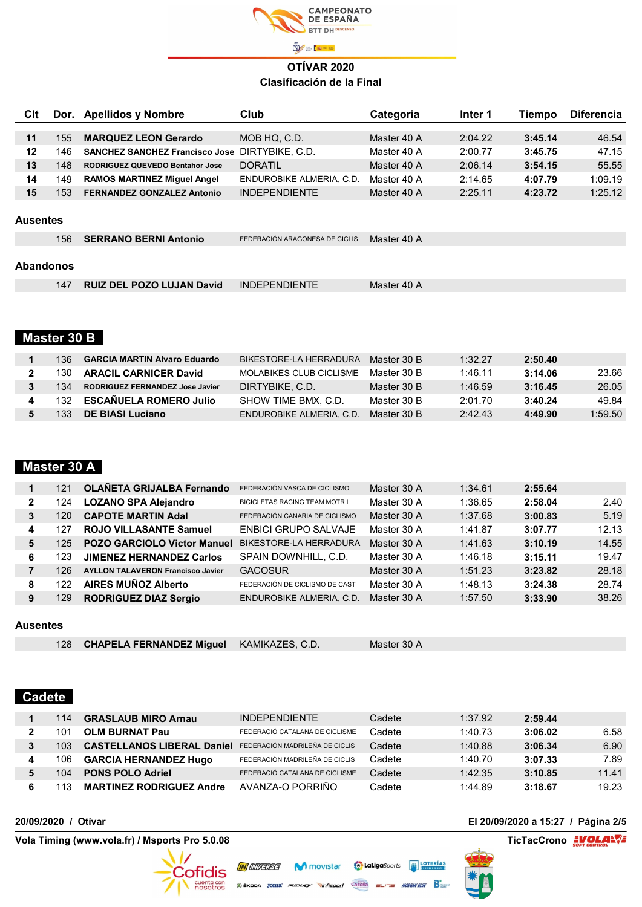# OTÍVAR 2020

## Clasificación de la Final

| Clt | Dor. | Apellidos y Nombre | Club | Categoria | Inter 1 | Tiempo | Diferencia |
|---|---|---|---|---|---|---|---|
| 11 | 155 | **MARQUEZ LEON Gerardo** | MOB HQ, C.D. | Master 40 A | 2:04.22 | **3:45.14** | 46.54 |
| 12 | 146 | **SANCHEZ SANCHEZ Francisco Jose** | DIRTYBIKE, C.D. | Master 40 A | 2:00.77 | **3:45.75** | 47.15 |
| 13 | 148 | **RODRIGUEZ QUEVEDO Bentahor Jose** | DORATIL | Master 40 A | 2:06.14 | **3:54.15** | 55.55 |
| 14 | 149 | **RAMOS MARTINEZ Miguel Angel** | ENDUROBIKE ALMERIA, C.D. | Master 40 A | 2:14.65 | **4:07.79** | 1:09.19 |
| 15 | 153 | **FERNANDEZ GONZALEZ Antonio** | INDEPENDIENTE | Master 40 A | 2:25.11 | **4:23.72** | 1:25.12 |

### Ausentes

| Dor. | Apellidos y Nombre | Club | Categoria |
|---|---|---|---|
| 156 | **SERRANO BERNI Antonio** | FEDERACIÓN ARAGONESA DE CICLIS | Master 40 A |

### Abandonos

| Dor. | Apellidos y Nombre | Club | Categoria |
|---|---|---|---|
| 147 | **RUIZ DEL POZO LUJAN David** | INDEPENDIENTE | Master 40 A |

## Master 30 B

| Clt | Dor. | Apellidos y Nombre | Club | Categoria | Inter 1 | Tiempo | Diferencia |
|---|---|---|---|---|---|---|---|
| 1 | 136 | **GARCIA MARTIN Alvaro Eduardo** | BIKESTORE-LA HERRADURA | Master 30 B | 1:32.27 | **2:50.40** | |
| 2 | 130 | **ARACIL CARNICER David** | MOLABIKES CLUB CICLISME | Master 30 B | 1:46.11 | **3:14.06** | 23.66 |
| 3 | 134 | **RODRIGUEZ FERNANDEZ Jose Javier** | DIRTYBIKE, C.D. | Master 30 B | 1:46.59 | **3:16.45** | 26.05 |
| 4 | 132 | **ESCAÑUELA ROMERO Julio** | SHOW TIME BMX, C.D. | Master 30 B | 2:01.70 | **3:40.24** | 49.84 |
| 5 | 133 | **DE BIASI Luciano** | ENDUROBIKE ALMERIA, C.D. | Master 30 B | 2:42.43 | **4:49.90** | 1:59.50 |

## Master 30 A

| Clt | Dor. | Apellidos y Nombre | Club | Categoria | Inter 1 | Tiempo | Diferencia |
|---|---|---|---|---|---|---|---|
| 1 | 121 | **OLAÑETA GRIJALBA Fernando** | FEDERACIÓN VASCA DE CICLISMO | Master 30 A | 1:34.61 | **2:55.64** | |
| 2 | 124 | **LOZANO SPA Alejandro** | BICICLETAS RACING TEAM MOTRIL | Master 30 A | 1:36.65 | **2:58.04** | 2.40 |
| 3 | 120 | **CAPOTE MARTIN Adal** | FEDERACIÓN CANARIA DE CICLISMO | Master 30 A | 1:37.68 | **3:00.83** | 5.19 |
| 4 | 127 | **ROJO VILLASANTE Samuel** | ENBICI GRUPO SALVAJE | Master 30 A | 1:41.87 | **3:07.77** | 12.13 |
| 5 | 125 | **POZO GARCIOLO Victor Manuel** | BIKESTORE-LA HERRADURA | Master 30 A | 1:41.63 | **3:10.19** | 14.55 |
| 6 | 123 | **JIMENEZ HERNANDEZ Carlos** | SPAIN DOWNHILL, C.D. | Master 30 A | 1:46.18 | **3:15.11** | 19.47 |
| 7 | 126 | **AYLLON TALAVERON Francisco Javier** | GACOSUR | Master 30 A | 1:51.23 | **3:23.82** | 28.18 |
| 8 | 122 | **AIRES MUÑOZ Alberto** | FEDERACIÓN DE CICLISMO DE CAST | Master 30 A | 1:48.13 | **3:24.38** | 28.74 |
| 9 | 129 | **RODRIGUEZ DIAZ Sergio** | ENDUROBIKE ALMERIA, C.D. | Master 30 A | 1:57.50 | **3:33.90** | 38.26 |

### Ausentes

| Dor. | Apellidos y Nombre | Club | Categoria |
|---|---|---|---|
| 128 | **CHAPELA FERNANDEZ Miguel** | KAMIKAZES, C.D. | Master 30 A |

## Cadete

| Clt | Dor. | Apellidos y Nombre | Club | Categoria | Inter 1 | Tiempo | Diferencia |
|---|---|---|---|---|---|---|---|
| 1 | 114 | **GRASLAUB MIRO Arnau** | INDEPENDIENTE | Cadete | 1:37.92 | **2:59.44** | |
| 2 | 101 | **OLM BURNAT Pau** | FEDERACIÓ CATALANA DE CICLISME | Cadete | 1:40.73 | **3:06.02** | 6.58 |
| 3 | 103 | **CASTELLANOS LIBERAL Daniel** | FEDERACIÓN MADRILEÑA DE CICLIS | Cadete | 1:40.88 | **3:06.34** | 6.90 |
| 4 | 106 | **GARCIA HERNANDEZ Hugo** | FEDERACIÓN MADRILEÑA DE CICLIS | Cadete | 1:40.70 | **3:07.33** | 7.89 |
| 5 | 104 | **PONS POLO Adriel** | FEDERACIÓ CATALANA DE CICLISME | Cadete | 1:42.35 | **3:10.85** | 11.41 |
| 6 | 113 | **MARTINEZ RODRIGUEZ Andre** | AVANZA-O PORRIÑO | Cadete | 1:44.89 | **3:18.67** | 19.23 |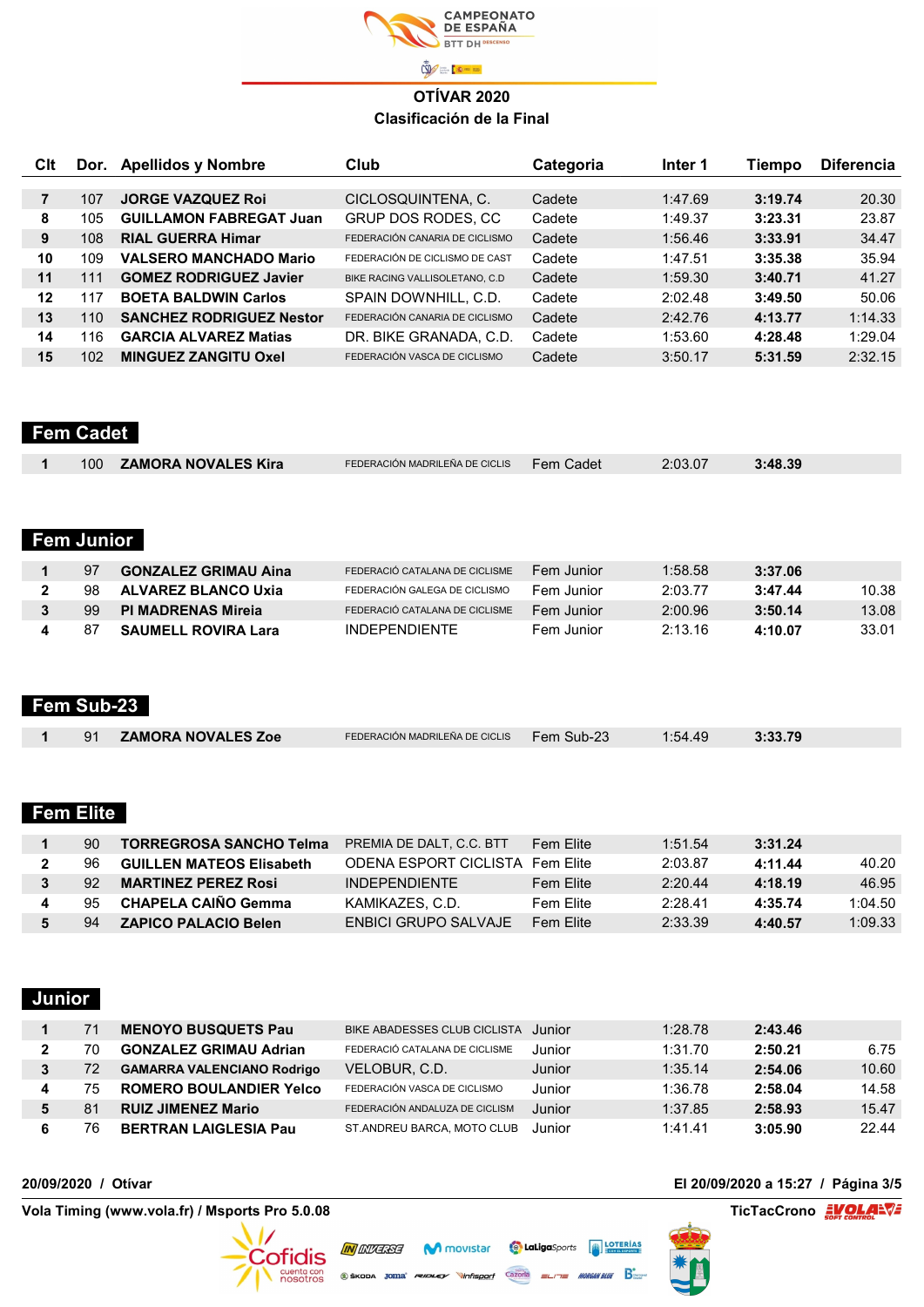CAMPEONATO DE ESPAÑA BTT DH DESCENSO

# OTÍVAR 2020

## Clasificación de la Final

| Clt | Dor. | Apellidos y Nombre | Club | Categoria | Inter 1 | Tiempo | Diferencia |
|---|---|---|---|---|---|---|---|
| 7 | 107 | **JORGE VAZQUEZ Roi** | CICLOSQUINTENA, C. | Cadete | 1:47.69 | **3:19.74** | 20.30 |
| 8 | 105 | **GUILLAMON FABREGAT Juan** | GRUP DOS RODES, CC | Cadete | 1:49.37 | **3:23.31** | 23.87 |
| 9 | 108 | **RIAL GUERRA Himar** | FEDERACIÓN CANARIA DE CICLISMO | Cadete | 1:56.46 | **3:33.91** | 34.47 |
| 10 | 109 | **VALSERO MANCHADO Mario** | FEDERACIÓN DE CICLISMO DE CAST | Cadete | 1:47.51 | **3:35.38** | 35.94 |
| 11 | 111 | **GOMEZ RODRIGUEZ Javier** | BIKE RACING VALLISOLETANO, C.D | Cadete | 1:59.30 | **3:40.71** | 41.27 |
| 12 | 117 | **BOETA BALDWIN Carlos** | SPAIN DOWNHILL, C.D. | Cadete | 2:02.48 | **3:49.50** | 50.06 |
| 13 | 110 | **SANCHEZ RODRIGUEZ Nestor** | FEDERACIÓN CANARIA DE CICLISMO | Cadete | 2:42.76 | **4:13.77** | 1:14.33 |
| 14 | 116 | **GARCIA ALVAREZ Matias** | DR. BIKE GRANADA, C.D. | Cadete | 1:53.60 | **4:28.48** | 1:29.04 |
| 15 | 102 | **MINGUEZ ZANGITU Oxel** | FEDERACIÓN VASCA DE CICLISMO | Cadete | 3:50.17 | **5:31.59** | 2:32.15 |

### Fem Cadet

| Clt | Dor. | Apellidos y Nombre | Club | Categoria | Inter 1 | Tiempo | Diferencia |
|---|---|---|---|---|---|---|---|
| 1 | 100 | **ZAMORA NOVALES Kira** | FEDERACIÓN MADRILEÑA DE CICLIS | Fem Cadet | 2:03.07 | **3:48.39** | |

### Fem Junior

| Clt | Dor. | Apellidos y Nombre | Club | Categoria | Inter 1 | Tiempo | Diferencia |
|---|---|---|---|---|---|---|---|
| 1 | 97 | **GONZALEZ GRIMAU Aina** | FEDERACIÓ CATALANA DE CICLISME | Fem Junior | 1:58.58 | **3:37.06** | |
| 2 | 98 | **ALVAREZ BLANCO Uxia** | FEDERACIÓN GALEGA DE CICLISMO | Fem Junior | 2:03.77 | **3:47.44** | 10.38 |
| 3 | 99 | **PI MADRENAS Mireia** | FEDERACIÓ CATALANA DE CICLISME | Fem Junior | 2:00.96 | **3:50.14** | 13.08 |
| 4 | 87 | **SAUMELL ROVIRA Lara** | INDEPENDIENTE | Fem Junior | 2:13.16 | **4:10.07** | 33.01 |

### Fem Sub-23

| Clt | Dor. | Apellidos y Nombre | Club | Categoria | Inter 1 | Tiempo | Diferencia |
|---|---|---|---|---|---|---|---|
| 1 | 91 | **ZAMORA NOVALES Zoe** | FEDERACIÓN MADRILEÑA DE CICLIS | Fem Sub-23 | 1:54.49 | **3:33.79** | |

### Fem Elite

| Clt | Dor. | Apellidos y Nombre | Club | Categoria | Inter 1 | Tiempo | Diferencia |
|---|---|---|---|---|---|---|---|
| 1 | 90 | **TORREGROSA SANCHO Telma** | PREMIA DE DALT, C.C. BTT | Fem Elite | 1:51.54 | **3:31.24** | |
| 2 | 96 | **GUILLEN MATEOS Elisabeth** | ODENA ESPORT CICLISTA | Fem Elite | 2:03.87 | **4:11.44** | 40.20 |
| 3 | 92 | **MARTINEZ PEREZ Rosi** | INDEPENDIENTE | Fem Elite | 2:20.44 | **4:18.19** | 46.95 |
| 4 | 95 | **CHAPELA CAIÑO Gemma** | KAMIKAZES, C.D. | Fem Elite | 2:28.41 | **4:35.74** | 1:04.50 |
| 5 | 94 | **ZAPICO PALACIO Belen** | ENBICI GRUPO SALVAJE | Fem Elite | 2:33.39 | **4:40.57** | 1:09.33 |

### Junior

| Clt | Dor. | Apellidos y Nombre | Club | Categoria | Inter 1 | Tiempo | Diferencia |
|---|---|---|---|---|---|---|---|
| 1 | 71 | **MENOYO BUSQUETS Pau** | BIKE ABADESSES CLUB CICLISTA | Junior | 1:28.78 | **2:43.46** | |
| 2 | 70 | **GONZALEZ GRIMAU Adrian** | FEDERACIÓ CATALANA DE CICLISME | Junior | 1:31.70 | **2:50.21** | 6.75 |
| 3 | 72 | **GAMARRA VALENCIANO Rodrigo** | VELOBUR, C.D. | Junior | 1:35.14 | **2:54.06** | 10.60 |
| 4 | 75 | **ROMERO BOULANDIER Yelco** | FEDERACIÓN VASCA DE CICLISMO | Junior | 1:36.78 | **2:58.04** | 14.58 |
| 5 | 81 | **RUIZ JIMENEZ Mario** | FEDERACIÓN ANDALUZA DE CICLISM | Junior | 1:37.85 | **2:58.93** | 15.47 |
| 6 | 76 | **BERTRAN LAIGLESIA Pau** | ST.ANDREU BARCA, MOTO CLUB | Junior | 1:41.41 | **3:05.90** | 22.44 |

**20/09/2020 / Otívar** — **El 20/09/2020 a 15:27**

**Vola Timing (www.vola.fr) / Msports Pro 5.0.08** — **TicTacCrono**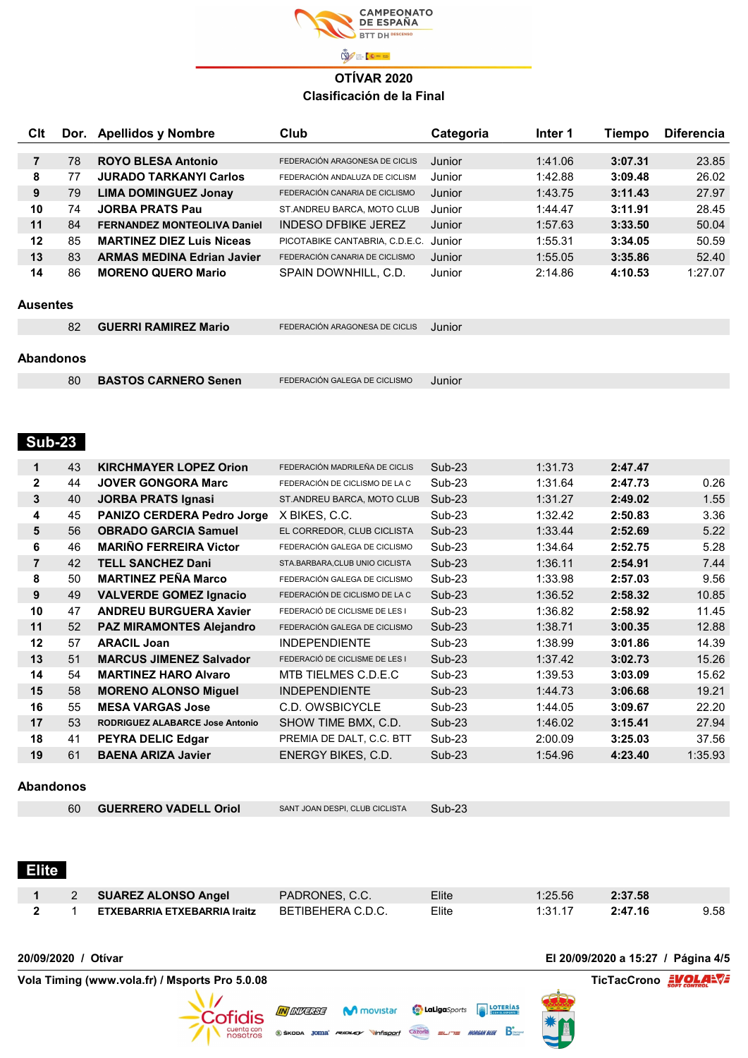OTÍVAR 2020

Clasificación de la Final

| Clt | Dor. | Apellidos y Nombre | Club | Categoria | Inter 1 | Tiempo | Diferencia |
|---|---|---|---|---|---|---|---|
| 7 | 78 | **ROYO BLESA Antonio** | FEDERACIÓN ARAGONESA DE CICLIS | Junior | 1:41.06 | **3:07.31** | 23.85 |
| 8 | 77 | **JURADO TARKANYI Carlos** | FEDERACIÓN ANDALUZA DE CICLISM | Junior | 1:42.88 | **3:09.48** | 26.02 |
| 9 | 79 | **LIMA DOMINGUEZ Jonay** | FEDERACIÓN CANARIA DE CICLISMO | Junior | 1:43.75 | **3:11.43** | 27.97 |
| 10 | 74 | **JORBA PRATS Pau** | ST.ANDREU BARCA, MOTO CLUB | Junior | 1:44.47 | **3:11.91** | 28.45 |
| 11 | 84 | **FERNANDEZ MONTEOLIVA Daniel** | INDESO DFBIKE JEREZ | Junior | 1:57.63 | **3:33.50** | 50.04 |
| 12 | 85 | **MARTINEZ DIEZ Luis Niceas** | PICOTABIKE CANTABRIA, C.D.E.C. | Junior | 1:55.31 | **3:34.05** | 50.59 |
| 13 | 83 | **ARMAS MEDINA Edrian Javier** | FEDERACIÓN CANARIA DE CICLISMO | Junior | 1:55.05 | **3:35.86** | 52.40 |
| 14 | 86 | **MORENO QUERO Mario** | SPAIN DOWNHILL, C.D. | Junior | 2:14.86 | **4:10.53** | 1:27.07 |

**Ausentes**

| Clt | Dor. | Apellidos y Nombre | Club | Categoria |
|---|---|---|---|---|
| | 82 | **GUERRI RAMIREZ Mario** | FEDERACIÓN ARAGONESA DE CICLIS | Junior |

**Abandonos**

| Clt | Dor. | Apellidos y Nombre | Club | Categoria |
|---|---|---|---|---|
| | 80 | **BASTOS CARNERO Senen** | FEDERACIÓN GALEGA DE CICLISMO | Junior |

## Sub-23

| Clt | Dor. | Apellidos y Nombre | Club | Categoria | Inter 1 | Tiempo | Diferencia |
|---|---|---|---|---|---|---|---|
| 1 | 43 | **KIRCHMAYER LOPEZ Orion** | FEDERACIÓN MADRILEÑA DE CICLIS | Sub-23 | 1:31.73 | **2:47.47** | |
| 2 | 44 | **JOVER GONGORA Marc** | FEDERACIÓN DE CICLISMO DE LA C | Sub-23 | 1:31.64 | **2:47.73** | 0.26 |
| 3 | 40 | **JORBA PRATS Ignasi** | ST.ANDREU BARCA, MOTO CLUB | Sub-23 | 1:31.27 | **2:49.02** | 1.55 |
| 4 | 45 | **PANIZO CERDERA Pedro Jorge** | X BIKES, C.C. | Sub-23 | 1:32.42 | **2:50.83** | 3.36 |
| 5 | 56 | **OBRADO GARCIA Samuel** | EL CORREDOR, CLUB CICLISTA | Sub-23 | 1:33.44 | **2:52.69** | 5.22 |
| 6 | 46 | **MARIÑO FERREIRA Victor** | FEDERACIÓN GALEGA DE CICLISMO | Sub-23 | 1:34.64 | **2:52.75** | 5.28 |
| 7 | 42 | **TELL SANCHEZ Dani** | STA.BARBARA,CLUB UNIO CICLISTA | Sub-23 | 1:36.11 | **2:54.91** | 7.44 |
| 8 | 50 | **MARTINEZ PEÑA Marco** | FEDERACIÓN GALEGA DE CICLISMO | Sub-23 | 1:33.98 | **2:57.03** | 9.56 |
| 9 | 49 | **VALVERDE GOMEZ Ignacio** | FEDERACIÓN DE CICLISMO DE LA C | Sub-23 | 1:36.52 | **2:58.32** | 10.85 |
| 10 | 47 | **ANDREU BURGUERA Xavier** | FEDERACIÓ DE CICLISME DE LES I | Sub-23 | 1:36.82 | **2:58.92** | 11.45 |
| 11 | 52 | **PAZ MIRAMONTES Alejandro** | FEDERACIÓN GALEGA DE CICLISMO | Sub-23 | 1:38.71 | **3:00.35** | 12.88 |
| 12 | 57 | **ARACIL Joan** | INDEPENDIENTE | Sub-23 | 1:38.99 | **3:01.86** | 14.39 |
| 13 | 51 | **MARCUS JIMENEZ Salvador** | FEDERACIÓ DE CICLISME DE LES I | Sub-23 | 1:37.42 | **3:02.73** | 15.26 |
| 14 | 54 | **MARTINEZ HARO Alvaro** | MTB TIELMES C.D.E.C | Sub-23 | 1:39.53 | **3:03.09** | 15.62 |
| 15 | 58 | **MORENO ALONSO Miguel** | INDEPENDIENTE | Sub-23 | 1:44.73 | **3:06.68** | 19.21 |
| 16 | 55 | **MESA VARGAS Jose** | C.D. OWSBICYCLE | Sub-23 | 1:44.05 | **3:09.67** | 22.20 |
| 17 | 53 | **RODRIGUEZ ALABARCE Jose Antonio** | SHOW TIME BMX, C.D. | Sub-23 | 1:46.02 | **3:15.41** | 27.94 |
| 18 | 41 | **PEYRA DELIC Edgar** | PREMIA DE DALT, C.C. BTT | Sub-23 | 2:00.09 | **3:25.03** | 37.56 |
| 19 | 61 | **BAENA ARIZA Javier** | ENERGY BIKES, C.D. | Sub-23 | 1:54.96 | **4:23.40** | 1:35.93 |

**Abandonos**

| Clt | Dor. | Apellidos y Nombre | Club | Categoria |
|---|---|---|---|---|
| | 60 | **GUERRERO VADELL Oriol** | SANT JOAN DESPI, CLUB CICLISTA | Sub-23 |

## Elite

| Clt | Dor. | Apellidos y Nombre | Club | Categoria | Inter 1 | Tiempo | Diferencia |
|---|---|---|---|---|---|---|---|
| 1 | 2 | **SUAREZ ALONSO Angel** | PADRONES, C.C. | Elite | 1:25.56 | **2:37.58** | |
| 2 | 1 | **ETXEBARRIA ETXEBARRIA Iraitz** | BETIBEHERA C.D.C. | Elite | 1:31.17 | **2:47.16** | 9.58 |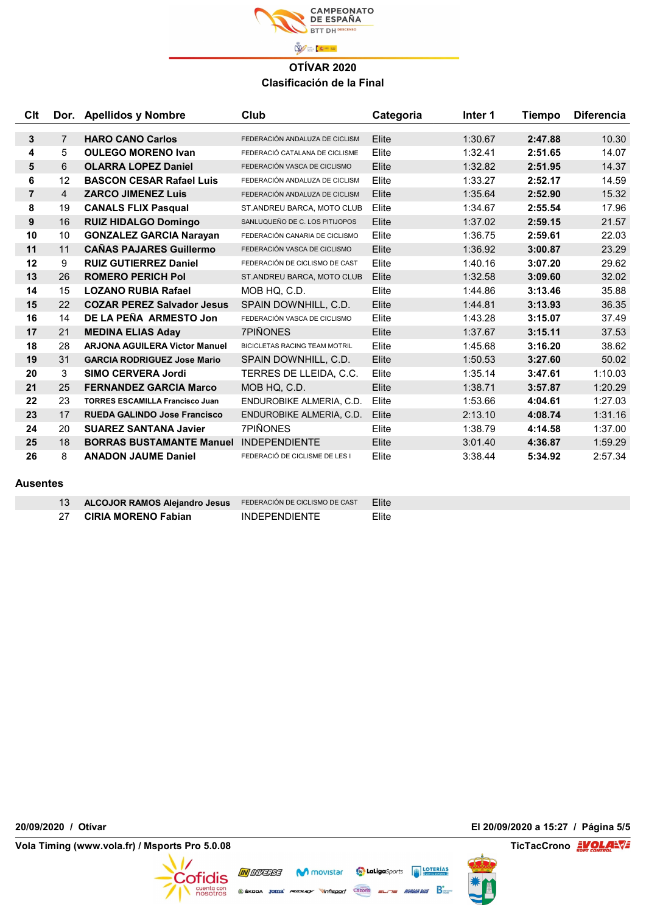CAMPEONATO DE ESPAÑA BTT DH DESCENSO

## OTÍVAR 2020

## Clasificación de la Final

| Clt | Dor. | Apellidos y Nombre | Club | Categoria | Inter 1 | Tiempo | Diferencia |
|---|---|---|---|---|---|---|---|
| 3 | 7 | **HARO CANO Carlos** | FEDERACIÓN ANDALUZA DE CICLISM | Elite | 1:30.67 | **2:47.88** | 10.30 |
| 4 | 5 | **OULEGO MORENO Ivan** | FEDERACIÓ CATALANA DE CICLISME | Elite | 1:32.41 | **2:51.65** | 14.07 |
| 5 | 6 | **OLARRA LOPEZ Daniel** | FEDERACIÓN VASCA DE CICLISMO | Elite | 1:32.82 | **2:51.95** | 14.37 |
| 6 | 12 | **BASCON CESAR Rafael Luis** | FEDERACIÓN ANDALUZA DE CICLISM | Elite | 1:33.27 | **2:52.17** | 14.59 |
| 7 | 4 | **ZARCO JIMENEZ Luis** | FEDERACIÓN ANDALUZA DE CICLISM | Elite | 1:35.64 | **2:52.90** | 15.32 |
| 8 | 19 | **CANALS FLIX Pasqual** | ST.ANDREU BARCA, MOTO CLUB | Elite | 1:34.67 | **2:55.54** | 17.96 |
| 9 | 16 | **RUIZ HIDALGO Domingo** | SANLUQUEÑO DE C. LOS PITIJOPOS | Elite | 1:37.02 | **2:59.15** | 21.57 |
| 10 | 10 | **GONZALEZ GARCIA Narayan** | FEDERACIÓN CANARIA DE CICLISMO | Elite | 1:36.75 | **2:59.61** | 22.03 |
| 11 | 11 | **CAÑAS PAJARES Guillermo** | FEDERACIÓN VASCA DE CICLISMO | Elite | 1:36.92 | **3:00.87** | 23.29 |
| 12 | 9 | **RUIZ GUTIERREZ Daniel** | FEDERACIÓN DE CICLISMO DE CAST | Elite | 1:40.16 | **3:07.20** | 29.62 |
| 13 | 26 | **ROMERO PERICH Pol** | ST.ANDREU BARCA, MOTO CLUB | Elite | 1:32.58 | **3:09.60** | 32.02 |
| 14 | 15 | **LOZANO RUBIA Rafael** | MOB HQ, C.D. | Elite | 1:44.86 | **3:13.46** | 35.88 |
| 15 | 22 | **COZAR PEREZ Salvador Jesus** | SPAIN DOWNHILL, C.D. | Elite | 1:44.81 | **3:13.93** | 36.35 |
| 16 | 14 | **DE LA PEÑA ARMESTO Jon** | FEDERACIÓN VASCA DE CICLISMO | Elite | 1:43.28 | **3:15.07** | 37.49 |
| 17 | 21 | **MEDINA ELIAS Aday** | 7PIÑONES | Elite | 1:37.67 | **3:15.11** | 37.53 |
| 18 | 28 | **ARJONA AGUILERA Victor Manuel** | BICICLETAS RACING TEAM MOTRIL | Elite | 1:45.68 | **3:16.20** | 38.62 |
| 19 | 31 | **GARCIA RODRIGUEZ Jose Mario** | SPAIN DOWNHILL, C.D. | Elite | 1:50.53 | **3:27.60** | 50.02 |
| 20 | 3 | **SIMO CERVERA Jordi** | TERRES DE LLEIDA, C.C. | Elite | 1:35.14 | **3:47.61** | 1:10.03 |
| 21 | 25 | **FERNANDEZ GARCIA Marco** | MOB HQ, C.D. | Elite | 1:38.71 | **3:57.87** | 1:20.29 |
| 22 | 23 | **TORRES ESCAMILLA Francisco Juan** | ENDUROBIKE ALMERIA, C.D. | Elite | 1:53.66 | **4:04.61** | 1:27.03 |
| 23 | 17 | **RUEDA GALINDO Jose Francisco** | ENDUROBIKE ALMERIA, C.D. | Elite | 2:13.10 | **4:08.74** | 1:31.16 |
| 24 | 20 | **SUAREZ SANTANA Javier** | 7PIÑONES | Elite | 1:38.79 | **4:14.58** | 1:37.00 |
| 25 | 18 | **BORRAS BUSTAMANTE Manuel** | INDEPENDIENTE | Elite | 3:01.40 | **4:36.87** | 1:59.29 |
| 26 | 8 | **ANADON JAUME Daniel** | FEDERACIÓ DE CICLISME DE LES I | Elite | 3:38.44 | **5:34.92** | 2:57.34 |

### Ausentes

| | Dor. | Apellidos y Nombre | Club | Categoria |
|---|---|---|---|---|
| | 13 | **ALCOJOR RAMOS Alejandro Jesus** | FEDERACIÓN DE CICLISMO DE CAST | Elite |
| | 27 | **CIRIA MORENO Fabian** | INDEPENDIENTE | Elite |

**20/09/2020 / Otívar** **El 20/09/2020 a 15:27**

**Vola Timing (www.vola.fr) / Msports Pro 5.0.08** **TicTacCrono**